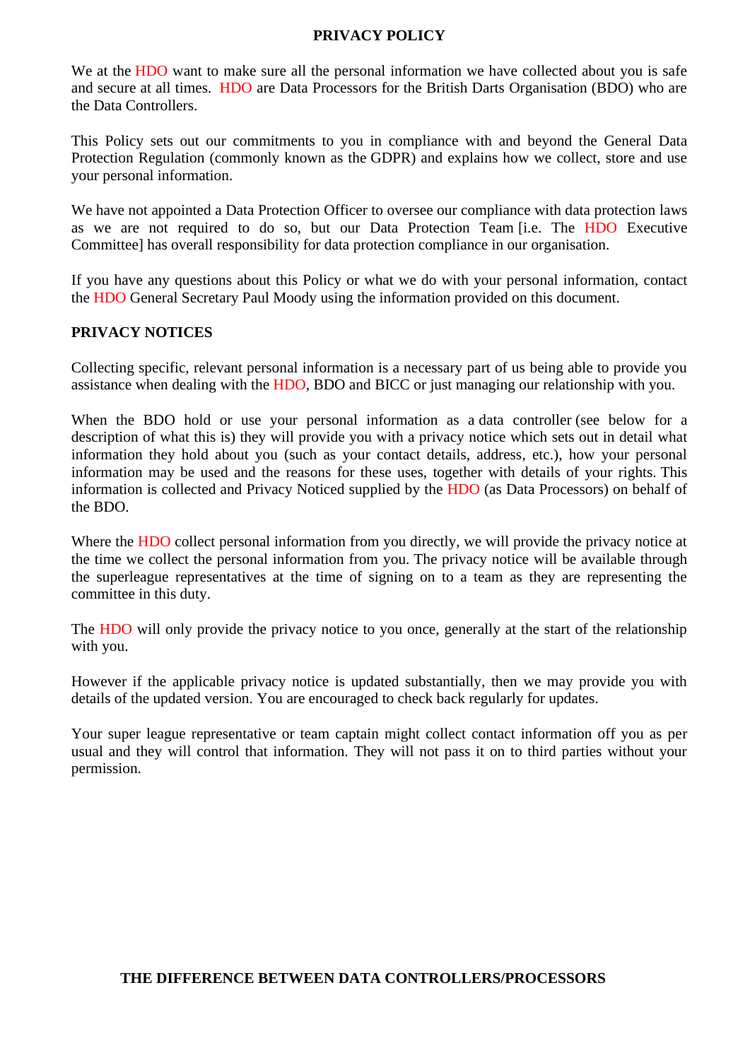# PRIVACY POLICY

We at the HDO want to make sure all the personal information we have collected about you is safe and secure at all times. HDO are Data Processors for the British Darts Organisation (BDO) who are the Data Controllers.

This Policy sets out our commitments to you in compliance with and beyond the General Data Protection Regulation (commonly known as the GDPR) and explains how we collect, store and use your personal information.

We have not appointed a Data Protection Officer to oversee our compliance with data protection laws as we are not required to do so, but our Data Protection Team [i.e. The HDO Executive Committee] has overall responsibility for data protection compliance in our organisation.

If you have any questions about this Policy or what we do with your personal information, contact the HDO General Secretary Paul Moody using the information provided on this document.

## PRIVACY NOTICES

Collecting specific, relevant personal information is a necessary part of us being able to provide you assistance when dealing with the HDO, BDO and BICC or just managing our relationship with you.

When the BDO hold or use your personal information as a data controller (see below for a description of what this is) they will provide you with a privacy notice which sets out in detail what information they hold about you (such as your contact details, address, etc.), how your personal information may be used and the reasons for these uses, together with details of your rights. This information is collected and Privacy Noticed supplied by the HDO (as Data Processors) on behalf of the BDO.

Where the HDO collect personal information from you directly, we will provide the privacy notice at the time we collect the personal information from you. The privacy notice will be available through the superleague representatives at the time of signing on to a team as they are representing the committee in this duty.

The HDO will only provide the privacy notice to you once, generally at the start of the relationship with you.

However if the applicable privacy notice is updated substantially, then we may provide you with details of the updated version. You are encouraged to check back regularly for updates.

Your super league representative or team captain might collect contact information off you as per usual and they will control that information. They will not pass it on to third parties without your permission.

## THE DIFFERENCE BETWEEN DATA CONTROLLERS/PROCESSORS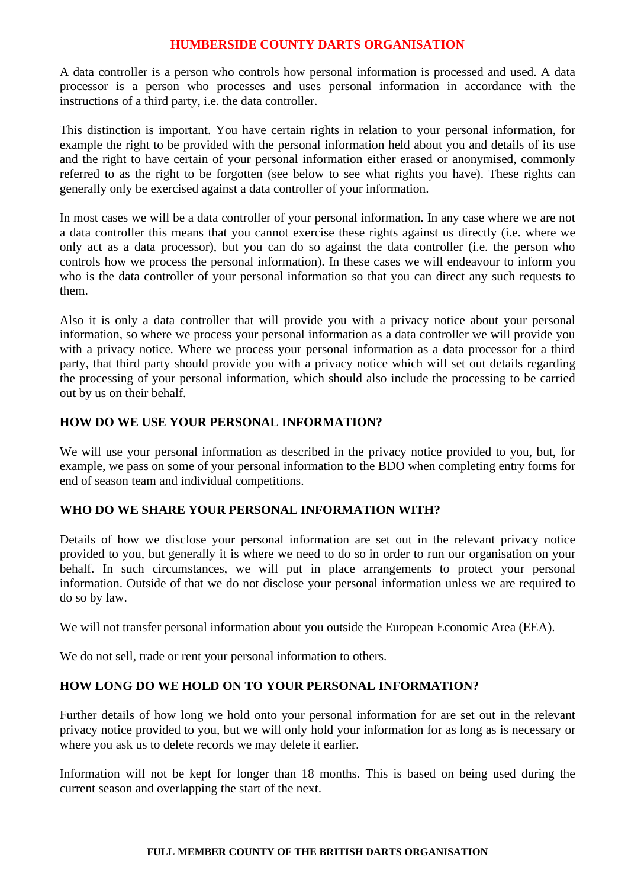A data controller is a person who controls how personal information is processed and used. A data processor is a person who processes and uses personal information in accordance with the instructions of a third party, i.e. the data controller.

This distinction is important. You have certain rights in relation to your personal information, for example the right to be provided with the personal information held about you and details of its use and the right to have certain of your personal information either erased or anonymised, commonly referred to as the right to be forgotten (see below to see what rights you have). These rights can generally only be exercised against a data controller of your information.

In most cases we will be a data controller of your personal information. In any case where we are not a data controller this means that you cannot exercise these rights against us directly (i.e. where we only act as a data processor), but you can do so against the data controller (i.e. the person who controls how we process the personal information). In these cases we will endeavour to inform you who is the data controller of your personal information so that you can direct any such requests to them.

Also it is only a data controller that will provide you with a privacy notice about your personal information, so where we process your personal information as a data controller we will provide you with a privacy notice. Where we process your personal information as a data processor for a third party, that third party should provide you with a privacy notice which will set out details regarding the processing of your personal information, which should also include the processing to be carried out by us on their behalf.

## HOW DO WE USE YOUR PERSONAL INFORMATION?

We will use your personal information as described in the privacy notice provided to you, but, for example, we pass on some of your personal information to the BDO when completing entry forms for end of season team and individual competitions.

## WHO DO WE SHARE YOUR PERSONAL INFORMATION WITH?

Details of how we disclose your personal information are set out in the relevant privacy notice provided to you, but generally it is where we need to do so in order to run our organisation on your behalf. In such circumstances, we will put in place arrangements to protect your personal information. Outside of that we do not disclose your personal information unless we are required to do so by law.

We will not transfer personal information about you outside the European Economic Area (EEA).

We do not sell, trade or rent your personal information to others.

## HOW LONG DO WE HOLD ON TO YOUR PERSONAL INFORMATION?

Further details of how long we hold onto your personal information for are set out in the relevant privacy notice provided to you, but we will only hold your information for as long as is necessary or where you ask us to delete records we may delete it earlier.

Information will not be kept for longer than 18 months. This is based on being used during the current season and overlapping the start of the next.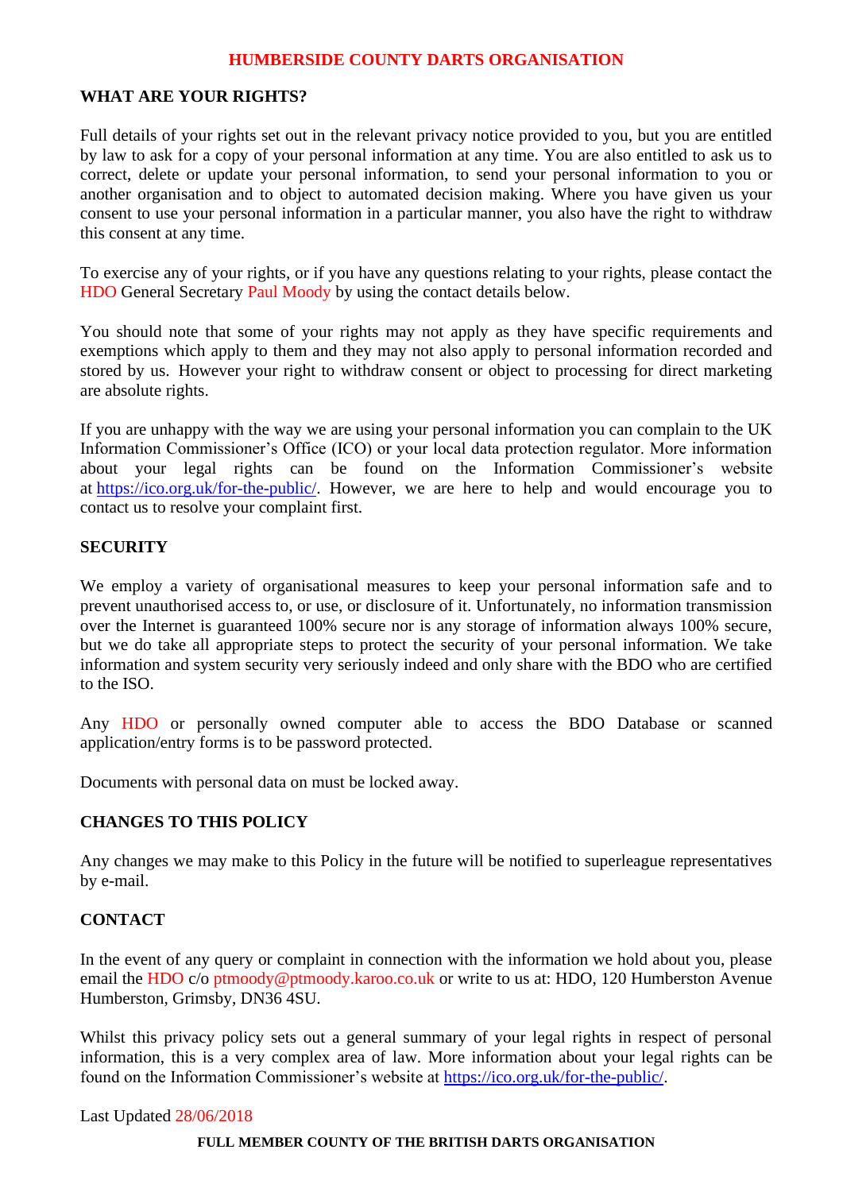# HUMBERSIDE COUNTY DARTS ORGANISATION

## WHAT ARE YOUR RIGHTS?

Full details of your rights set out in the relevant privacy notice provided to you, but you are entitled by law to ask for a copy of your personal information at any time. You are also entitled to ask us to correct, delete or update your personal information, to send your personal information to you or another organisation and to object to automated decision making. Where you have given us your consent to use your personal information in a particular manner, you also have the right to withdraw this consent at any time.

To exercise any of your rights, or if you have any questions relating to your rights, please contact the HDO General Secretary Paul Moody by using the contact details below.

You should note that some of your rights may not apply as they have specific requirements and exemptions which apply to them and they may not also apply to personal information recorded and stored by us. However your right to withdraw consent or object to processing for direct marketing are absolute rights.

If you are unhappy with the way we are using your personal information you can complain to the UK Information Commissioner's Office (ICO) or your local data protection regulator. More information about your legal rights can be found on the Information Commissioner's website at https://ico.org.uk/for-the-public/. However, we are here to help and would encourage you to contact us to resolve your complaint first.

## SECURITY

We employ a variety of organisational measures to keep your personal information safe and to prevent unauthorised access to, or use, or disclosure of it. Unfortunately, no information transmission over the Internet is guaranteed 100% secure nor is any storage of information always 100% secure, but we do take all appropriate steps to protect the security of your personal information. We take information and system security very seriously indeed and only share with the BDO who are certified to the ISO.

Any HDO or personally owned computer able to access the BDO Database or scanned application/entry forms is to be password protected.

Documents with personal data on must be locked away.

## CHANGES TO THIS POLICY

Any changes we may make to this Policy in the future will be notified to superleague representatives by e-mail.

## CONTACT

In the event of any query or complaint in connection with the information we hold about you, please email the HDO c/o ptmoody@ptmoody.karoo.co.uk or write to us at: HDO, 120 Humberston Avenue Humberston, Grimsby, DN36 4SU.

Whilst this privacy policy sets out a general summary of your legal rights in respect of personal information, this is a very complex area of law. More information about your legal rights can be found on the Information Commissioner's website at https://ico.org.uk/for-the-public/.

Last Updated 28/06/2018

**FULL MEMBER COUNTY OF THE BRITISH DARTS ORGANISATION**